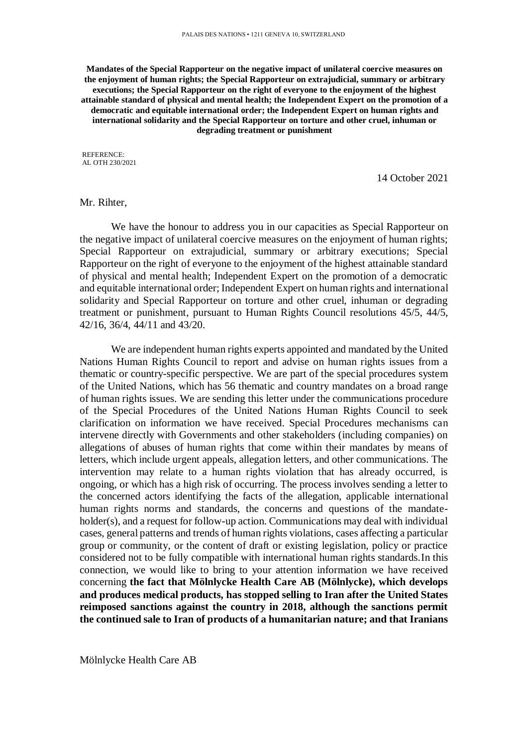PALAIS DES NATIONS • 1211 GENEVA 10, SWITZERLAND

**Mandates of the Special Rapporteur on the negative impact of unilateral coercive measures on the enjoyment of human rights; the Special Rapporteur on extrajudicial, summary or arbitrary executions; the Special Rapporteur on the right of everyone to the enjoyment of the highest attainable standard of physical and mental health; the Independent Expert on the promotion of a democratic and equitable international order; the Independent Expert on human rights and international solidarity and the Special Rapporteur on torture and other cruel, inhuman or degrading treatment or punishment**

REFERENCE:
AL OTH 230/2021

14 October 2021

Mr. Rihter,

We have the honour to address you in our capacities as Special Rapporteur on the negative impact of unilateral coercive measures on the enjoyment of human rights; Special Rapporteur on extrajudicial, summary or arbitrary executions; Special Rapporteur on the right of everyone to the enjoyment of the highest attainable standard of physical and mental health; Independent Expert on the promotion of a democratic and equitable international order; Independent Expert on human rights and international solidarity and Special Rapporteur on torture and other cruel, inhuman or degrading treatment or punishment, pursuant to Human Rights Council resolutions 45/5, 44/5, 42/16, 36/4, 44/11 and 43/20.

We are independent human rights experts appointed and mandated by the United Nations Human Rights Council to report and advise on human rights issues from a thematic or country-specific perspective. We are part of the special procedures system of the United Nations, which has 56 thematic and country mandates on a broad range of human rights issues. We are sending this letter under the communications procedure of the Special Procedures of the United Nations Human Rights Council to seek clarification on information we have received. Special Procedures mechanisms can intervene directly with Governments and other stakeholders (including companies) on allegations of abuses of human rights that come within their mandates by means of letters, which include urgent appeals, allegation letters, and other communications. The intervention may relate to a human rights violation that has already occurred, is ongoing, or which has a high risk of occurring. The process involves sending a letter to the concerned actors identifying the facts of the allegation, applicable international human rights norms and standards, the concerns and questions of the mandate-holder(s), and a request for follow-up action. Communications may deal with individual cases, general patterns and trends of human rights violations, cases affecting a particular group or community, or the content of draft or existing legislation, policy or practice considered not to be fully compatible with international human rights standards. In this connection, we would like to bring to your attention information we have received concerning **the fact that Mölnlycke Health Care AB (Mölnlycke), which develops and produces medical products, has stopped selling to Iran after the United States reimposed sanctions against the country in 2018, although the sanctions permit the continued sale to Iran of products of a humanitarian nature; and that Iranians**

Mölnlycke Health Care AB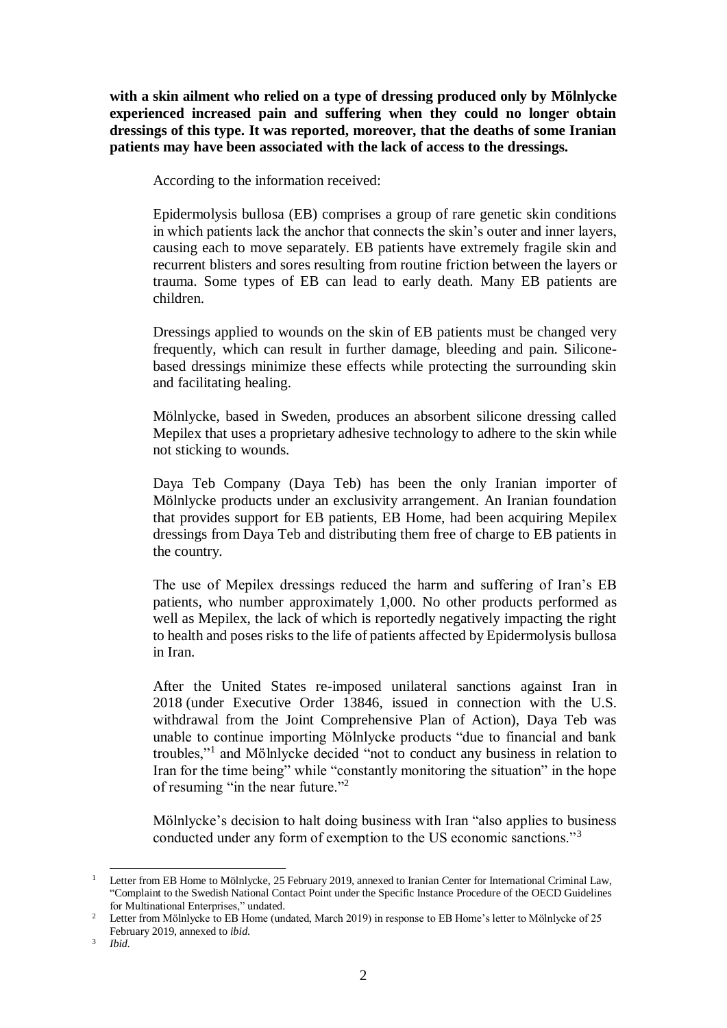**with a skin ailment who relied on a type of dressing produced only by Mölnlycke experienced increased pain and suffering when they could no longer obtain dressings of this type. It was reported, moreover, that the deaths of some Iranian patients may have been associated with the lack of access to the dressings.**

According to the information received:

Epidermolysis bullosa (EB) comprises a group of rare genetic skin conditions in which patients lack the anchor that connects the skin's outer and inner layers, causing each to move separately. EB patients have extremely fragile skin and recurrent blisters and sores resulting from routine friction between the layers or trauma. Some types of EB can lead to early death. Many EB patients are children.

Dressings applied to wounds on the skin of EB patients must be changed very frequently, which can result in further damage, bleeding and pain. Silicone-based dressings minimize these effects while protecting the surrounding skin and facilitating healing.

Mölnlycke, based in Sweden, produces an absorbent silicone dressing called Mepilex that uses a proprietary adhesive technology to adhere to the skin while not sticking to wounds.

Daya Teb Company (Daya Teb) has been the only Iranian importer of Mölnlycke products under an exclusivity arrangement. An Iranian foundation that provides support for EB patients, EB Home, had been acquiring Mepilex dressings from Daya Teb and distributing them free of charge to EB patients in the country.

The use of Mepilex dressings reduced the harm and suffering of Iran's EB patients, who number approximately 1,000. No other products performed as well as Mepilex, the lack of which is reportedly negatively impacting the right to health and poses risks to the life of patients affected by Epidermolysis bullosa in Iran.

After the United States re-imposed unilateral sanctions against Iran in 2018 (under Executive Order 13846, issued in connection with the U.S. withdrawal from the Joint Comprehensive Plan of Action), Daya Teb was unable to continue importing Mölnlycke products "due to financial and bank troubles,"[1] and Mölnlycke decided "not to conduct any business in relation to Iran for the time being" while "constantly monitoring the situation" in the hope of resuming "in the near future."[2]

Mölnlycke's decision to halt doing business with Iran "also applies to business conducted under any form of exemption to the US economic sanctions."[3]

---

[1] Letter from EB Home to Mölnlycke, 25 February 2019, annexed to Iranian Center for International Criminal Law, "Complaint to the Swedish National Contact Point under the Specific Instance Procedure of the OECD Guidelines for Multinational Enterprises," undated.

[2] Letter from Mölnlycke to EB Home (undated, March 2019) in response to EB Home's letter to Mölnlycke of 25 February 2019, annexed to *ibid.*

[3] *Ibid.*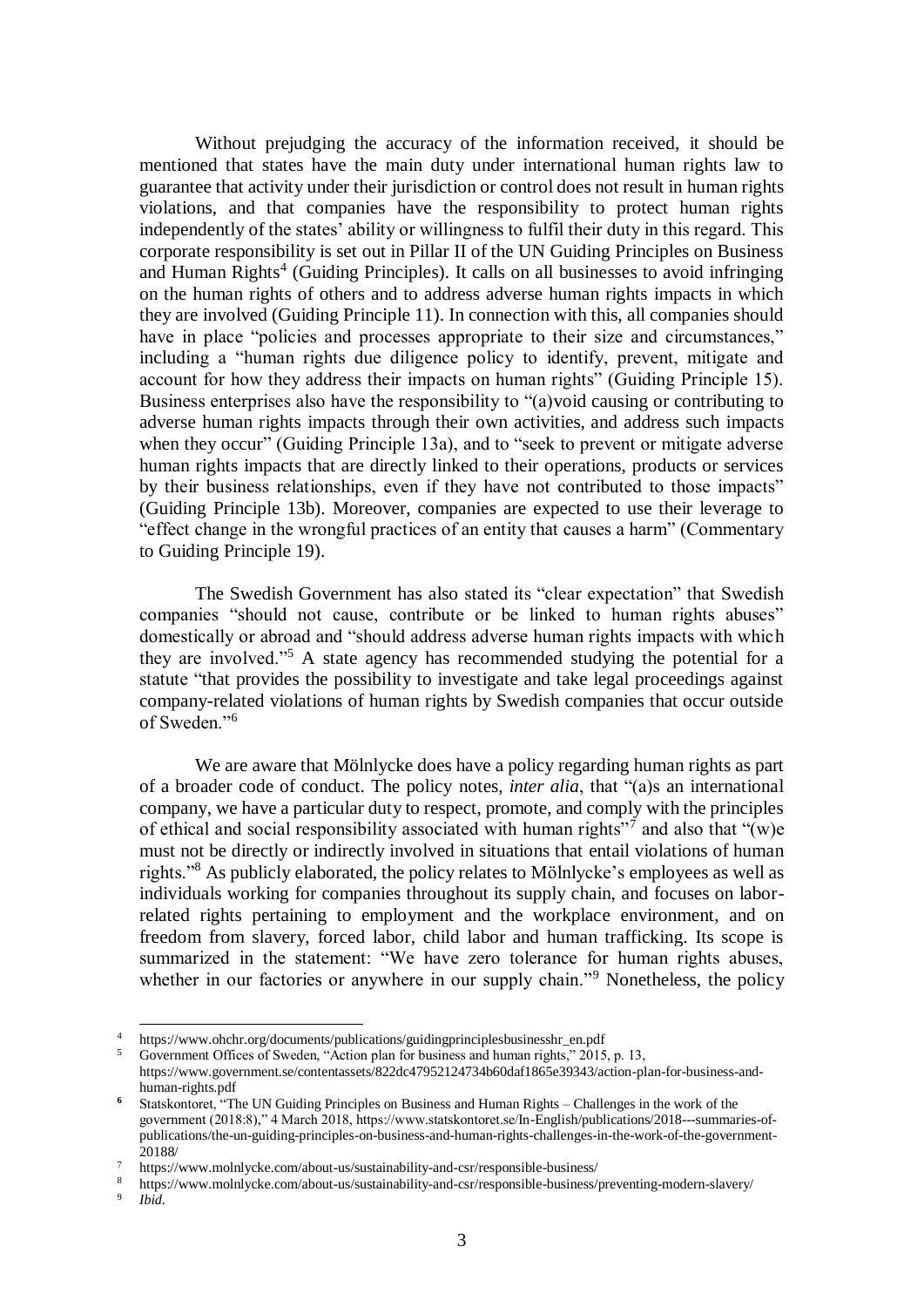Without prejudging the accuracy of the information received, it should be mentioned that states have the main duty under international human rights law to guarantee that activity under their jurisdiction or control does not result in human rights violations, and that companies have the responsibility to protect human rights independently of the states' ability or willingness to fulfil their duty in this regard. This corporate responsibility is set out in Pillar II of the UN Guiding Principles on Business and Human Rights[4] (Guiding Principles). It calls on all businesses to avoid infringing on the human rights of others and to address adverse human rights impacts in which they are involved (Guiding Principle 11). In connection with this, all companies should have in place "policies and processes appropriate to their size and circumstances," including a "human rights due diligence policy to identify, prevent, mitigate and account for how they address their impacts on human rights" (Guiding Principle 15). Business enterprises also have the responsibility to "(a)void causing or contributing to adverse human rights impacts through their own activities, and address such impacts when they occur" (Guiding Principle 13a), and to "seek to prevent or mitigate adverse human rights impacts that are directly linked to their operations, products or services by their business relationships, even if they have not contributed to those impacts" (Guiding Principle 13b). Moreover, companies are expected to use their leverage to "effect change in the wrongful practices of an entity that causes a harm" (Commentary to Guiding Principle 19).

The Swedish Government has also stated its "clear expectation" that Swedish companies "should not cause, contribute or be linked to human rights abuses" domestically or abroad and "should address adverse human rights impacts with which they are involved."[5] A state agency has recommended studying the potential for a statute "that provides the possibility to investigate and take legal proceedings against company-related violations of human rights by Swedish companies that occur outside of Sweden."[6]

We are aware that Mölnlycke does have a policy regarding human rights as part of a broader code of conduct. The policy notes, *inter alia*, that "(a)s an international company, we have a particular duty to respect, promote, and comply with the principles of ethical and social responsibility associated with human rights"[7] and also that "(w)e must not be directly or indirectly involved in situations that entail violations of human rights."[8] As publicly elaborated, the policy relates to Mölnlycke's employees as well as individuals working for companies throughout its supply chain, and focuses on labor-related rights pertaining to employment and the workplace environment, and on freedom from slavery, forced labor, child labor and human trafficking. Its scope is summarized in the statement: "We have zero tolerance for human rights abuses, whether in our factories or anywhere in our supply chain."[9] Nonetheless, the policy

---

[4] https://www.ohchr.org/documents/publications/guidingprinciplesbusinesshr_en.pdf

[5] Government Offices of Sweden, "Action plan for business and human rights," 2015, p. 13, https://www.government.se/contentassets/822dc47952124734b60daf1865e39343/action-plan-for-business-and-human-rights.pdf

[6] Statskontoret, "The UN Guiding Principles on Business and Human Rights – Challenges in the work of the government (2018:8)," 4 March 2018, https://www.statskontoret.se/In-English/publications/2018---summaries-of-publications/the-un-guiding-principles-on-business-and-human-rights-challenges-in-the-work-of-the-government-20188/

[7] https://www.molnlycke.com/about-us/sustainability-and-csr/responsible-business/

[8] https://www.molnlycke.com/about-us/sustainability-and-csr/responsible-business/preventing-modern-slavery/

[9] *Ibid.*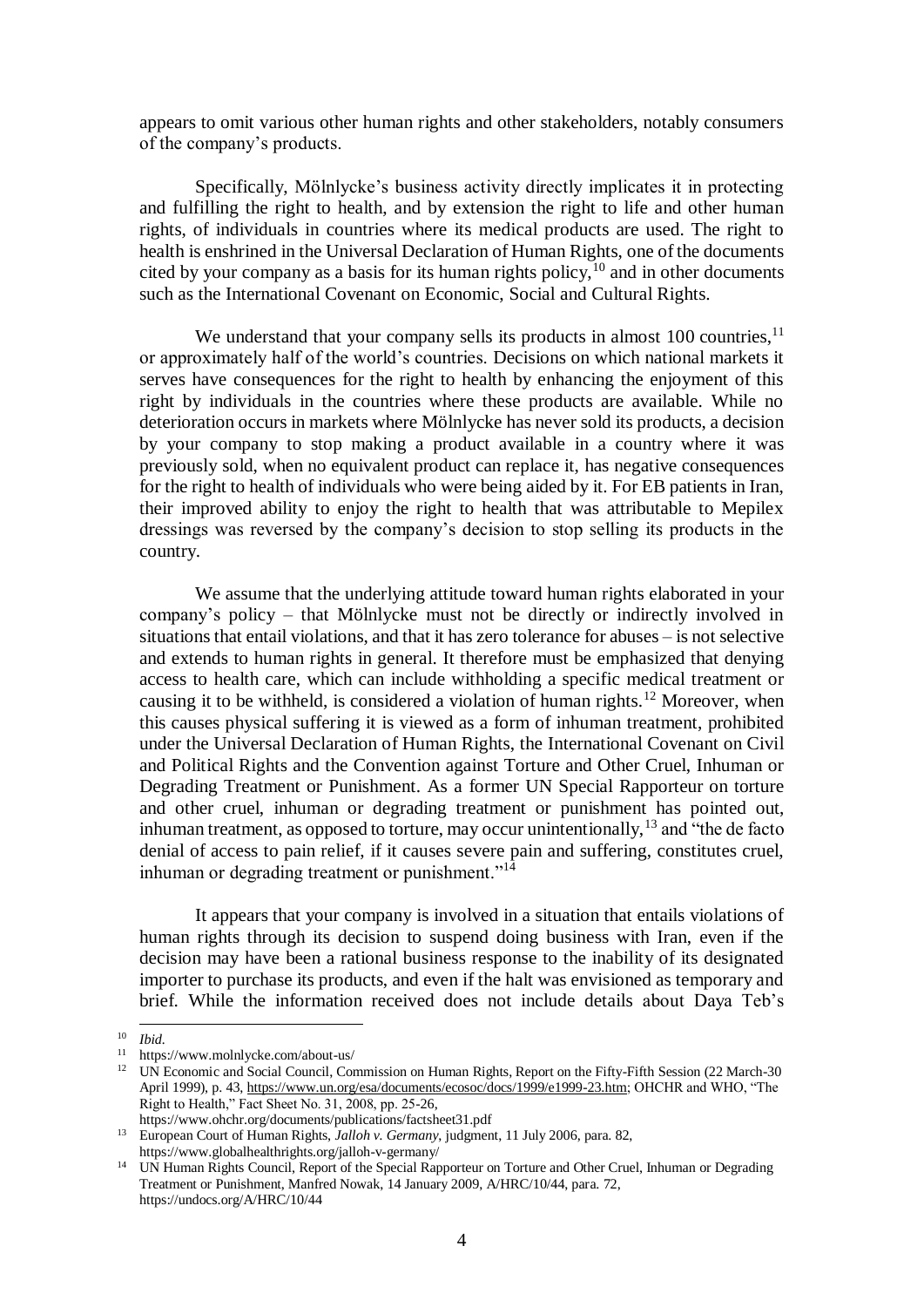appears to omit various other human rights and other stakeholders, notably consumers of the company's products.

Specifically, Mölnlycke's business activity directly implicates it in protecting and fulfilling the right to health, and by extension the right to life and other human rights, of individuals in countries where its medical products are used. The right to health is enshrined in the Universal Declaration of Human Rights, one of the documents cited by your company as a basis for its human rights policy,[10] and in other documents such as the International Covenant on Economic, Social and Cultural Rights.

We understand that your company sells its products in almost 100 countries,[11] or approximately half of the world's countries. Decisions on which national markets it serves have consequences for the right to health by enhancing the enjoyment of this right by individuals in the countries where these products are available. While no deterioration occurs in markets where Mölnlycke has never sold its products, a decision by your company to stop making a product available in a country where it was previously sold, when no equivalent product can replace it, has negative consequences for the right to health of individuals who were being aided by it. For EB patients in Iran, their improved ability to enjoy the right to health that was attributable to Mepilex dressings was reversed by the company's decision to stop selling its products in the country.

We assume that the underlying attitude toward human rights elaborated in your company's policy – that Mölnlycke must not be directly or indirectly involved in situations that entail violations, and that it has zero tolerance for abuses – is not selective and extends to human rights in general. It therefore must be emphasized that denying access to health care, which can include withholding a specific medical treatment or causing it to be withheld, is considered a violation of human rights.[12] Moreover, when this causes physical suffering it is viewed as a form of inhuman treatment, prohibited under the Universal Declaration of Human Rights, the International Covenant on Civil and Political Rights and the Convention against Torture and Other Cruel, Inhuman or Degrading Treatment or Punishment. As a former UN Special Rapporteur on torture and other cruel, inhuman or degrading treatment or punishment has pointed out, inhuman treatment, as opposed to torture, may occur unintentionally,[13] and "the de facto denial of access to pain relief, if it causes severe pain and suffering, constitutes cruel, inhuman or degrading treatment or punishment."[14]

It appears that your company is involved in a situation that entails violations of human rights through its decision to suspend doing business with Iran, even if the decision may have been a rational business response to the inability of its designated importer to purchase its products, and even if the halt was envisioned as temporary and brief. While the information received does not include details about Daya Teb's

---

[10] *Ibid.*

[11] https://www.molnlycke.com/about-us/

[12] UN Economic and Social Council, Commission on Human Rights, Report on the Fifty-Fifth Session (22 March-30 April 1999), p. 43, https://www.un.org/esa/documents/ecosoc/docs/1999/e1999-23.htm; OHCHR and WHO, "The Right to Health," Fact Sheet No. 31, 2008, pp. 25-26, https://www.ohchr.org/documents/publications/factsheet31.pdf

[13] European Court of Human Rights, *Jalloh v. Germany*, judgment, 11 July 2006, para. 82, https://www.globalhealthrights.org/jalloh-v-germany/

[14] UN Human Rights Council, Report of the Special Rapporteur on Torture and Other Cruel, Inhuman or Degrading Treatment or Punishment, Manfred Nowak, 14 January 2009, A/HRC/10/44, para. 72, https://undocs.org/A/HRC/10/44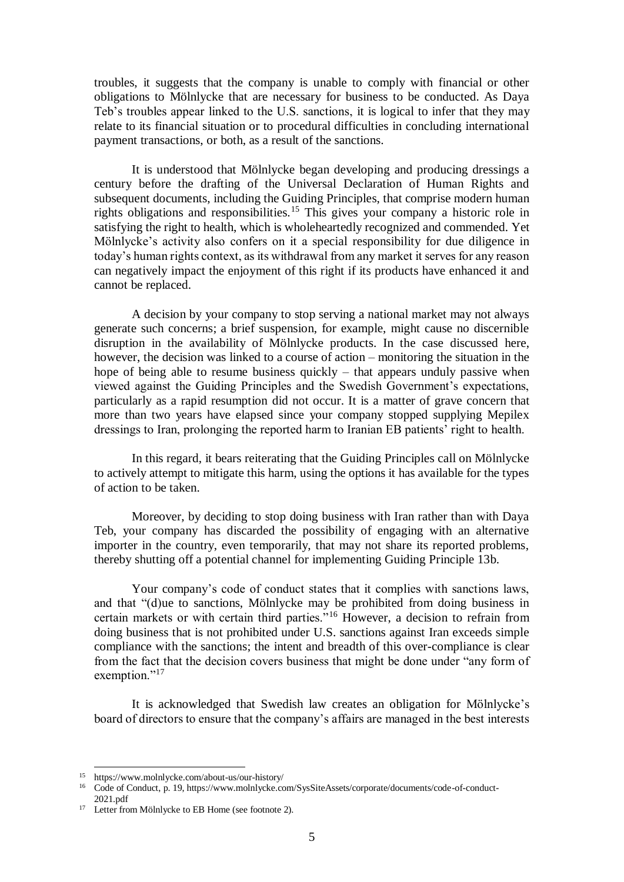troubles, it suggests that the company is unable to comply with financial or other obligations to Mölnlycke that are necessary for business to be conducted. As Daya Teb's troubles appear linked to the U.S. sanctions, it is logical to infer that they may relate to its financial situation or to procedural difficulties in concluding international payment transactions, or both, as a result of the sanctions.

It is understood that Mölnlycke began developing and producing dressings a century before the drafting of the Universal Declaration of Human Rights and subsequent documents, including the Guiding Principles, that comprise modern human rights obligations and responsibilities.[15] This gives your company a historic role in satisfying the right to health, which is wholeheartedly recognized and commended. Yet Mölnlycke's activity also confers on it a special responsibility for due diligence in today's human rights context, as its withdrawal from any market it serves for any reason can negatively impact the enjoyment of this right if its products have enhanced it and cannot be replaced.

A decision by your company to stop serving a national market may not always generate such concerns; a brief suspension, for example, might cause no discernible disruption in the availability of Mölnlycke products. In the case discussed here, however, the decision was linked to a course of action – monitoring the situation in the hope of being able to resume business quickly – that appears unduly passive when viewed against the Guiding Principles and the Swedish Government's expectations, particularly as a rapid resumption did not occur. It is a matter of grave concern that more than two years have elapsed since your company stopped supplying Mepilex dressings to Iran, prolonging the reported harm to Iranian EB patients' right to health.

In this regard, it bears reiterating that the Guiding Principles call on Mölnlycke to actively attempt to mitigate this harm, using the options it has available for the types of action to be taken.

Moreover, by deciding to stop doing business with Iran rather than with Daya Teb, your company has discarded the possibility of engaging with an alternative importer in the country, even temporarily, that may not share its reported problems, thereby shutting off a potential channel for implementing Guiding Principle 13b.

Your company's code of conduct states that it complies with sanctions laws, and that "(d)ue to sanctions, Mölnlycke may be prohibited from doing business in certain markets or with certain third parties."[16] However, a decision to refrain from doing business that is not prohibited under U.S. sanctions against Iran exceeds simple compliance with the sanctions; the intent and breadth of this over-compliance is clear from the fact that the decision covers business that might be done under "any form of exemption."[17]

It is acknowledged that Swedish law creates an obligation for Mölnlycke's board of directors to ensure that the company's affairs are managed in the best interests

[15] https://www.molnlycke.com/about-us/our-history/

[16] Code of Conduct, p. 19, https://www.molnlycke.com/SysSiteAssets/corporate/documents/code-of-conduct-2021.pdf

[17] Letter from Mölnlycke to EB Home (see footnote 2).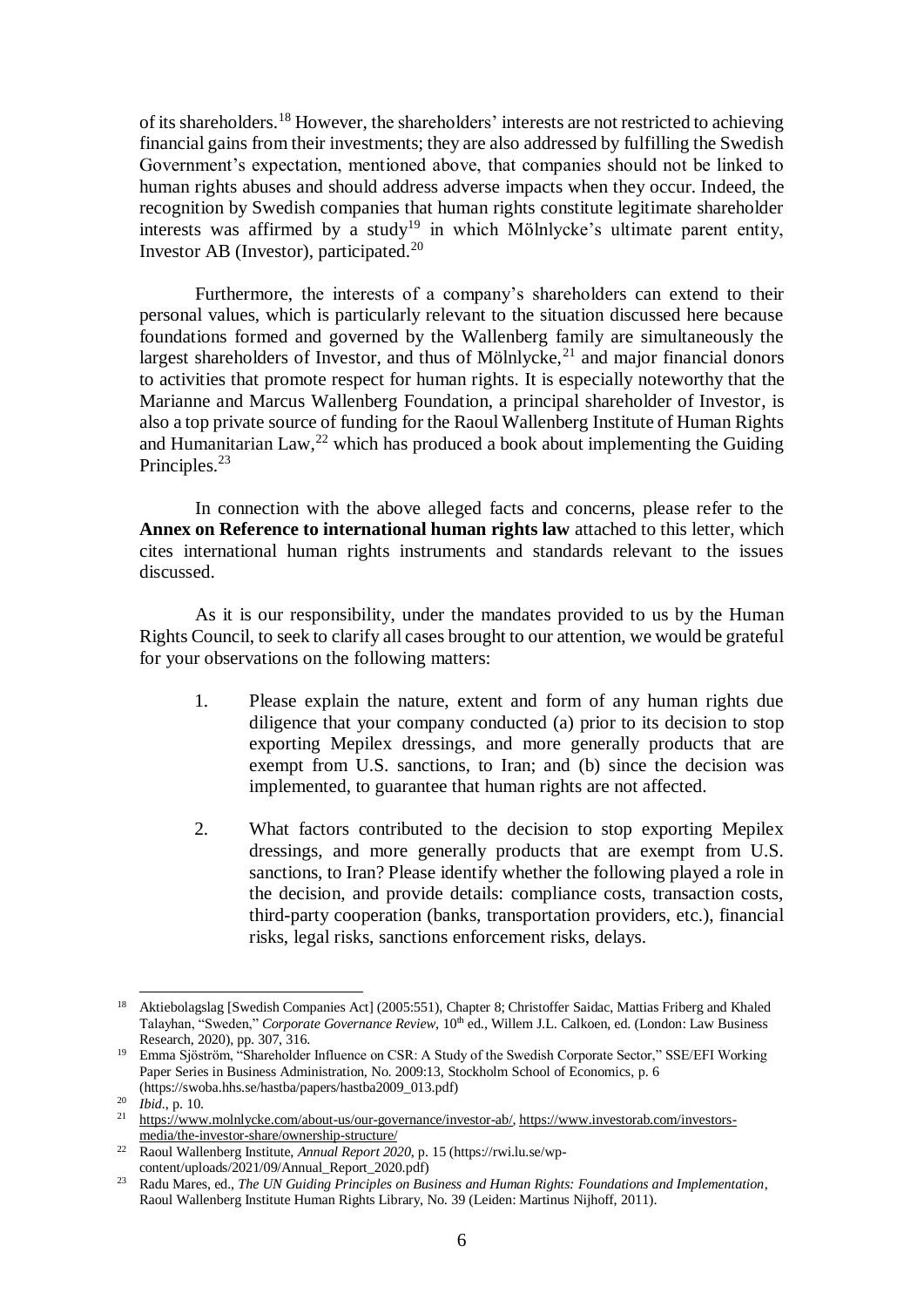of its shareholders.[18] However, the shareholders' interests are not restricted to achieving financial gains from their investments; they are also addressed by fulfilling the Swedish Government's expectation, mentioned above, that companies should not be linked to human rights abuses and should address adverse impacts when they occur. Indeed, the recognition by Swedish companies that human rights constitute legitimate shareholder interests was affirmed by a study[19] in which Mölnlycke's ultimate parent entity, Investor AB (Investor), participated.[20]

Furthermore, the interests of a company's shareholders can extend to their personal values, which is particularly relevant to the situation discussed here because foundations formed and governed by the Wallenberg family are simultaneously the largest shareholders of Investor, and thus of Mölnlycke,[21] and major financial donors to activities that promote respect for human rights. It is especially noteworthy that the Marianne and Marcus Wallenberg Foundation, a principal shareholder of Investor, is also a top private source of funding for the Raoul Wallenberg Institute of Human Rights and Humanitarian Law,[22] which has produced a book about implementing the Guiding Principles.[23]

In connection with the above alleged facts and concerns, please refer to the **Annex on Reference to international human rights law** attached to this letter, which cites international human rights instruments and standards relevant to the issues discussed.

As it is our responsibility, under the mandates provided to us by the Human Rights Council, to seek to clarify all cases brought to our attention, we would be grateful for your observations on the following matters:

1. Please explain the nature, extent and form of any human rights due diligence that your company conducted (a) prior to its decision to stop exporting Mepilex dressings, and more generally products that are exempt from U.S. sanctions, to Iran; and (b) since the decision was implemented, to guarantee that human rights are not affected.

2. What factors contributed to the decision to stop exporting Mepilex dressings, and more generally products that are exempt from U.S. sanctions, to Iran? Please identify whether the following played a role in the decision, and provide details: compliance costs, transaction costs, third-party cooperation (banks, transportation providers, etc.), financial risks, legal risks, sanctions enforcement risks, delays.

---

[18] Aktiebolagslag [Swedish Companies Act] (2005:551), Chapter 8; Christoffer Saidac, Mattias Friberg and Khaled Talayhan, "Sweden," *Corporate Governance Review*, 10th ed., Willem J.L. Calkoen, ed. (London: Law Business Research, 2020), pp. 307, 316.

[19] Emma Sjöström, "Shareholder Influence on CSR: A Study of the Swedish Corporate Sector," SSE/EFI Working Paper Series in Business Administration, No. 2009:13, Stockholm School of Economics, p. 6 (https://swoba.hhs.se/hastba/papers/hastba2009_013.pdf)

[20] *Ibid.*, p. 10.

[21] https://www.molnlycke.com/about-us/our-governance/investor-ab/, https://www.investorab.com/investors-media/the-investor-share/ownership-structure/

[22] Raoul Wallenberg Institute, *Annual Report 2020*, p. 15 (https://rwi.lu.se/wp-content/uploads/2021/09/Annual_Report_2020.pdf)

[23] Radu Mares, ed., *The UN Guiding Principles on Business and Human Rights: Foundations and Implementation*, Raoul Wallenberg Institute Human Rights Library, No. 39 (Leiden: Martinus Nijhoff, 2011).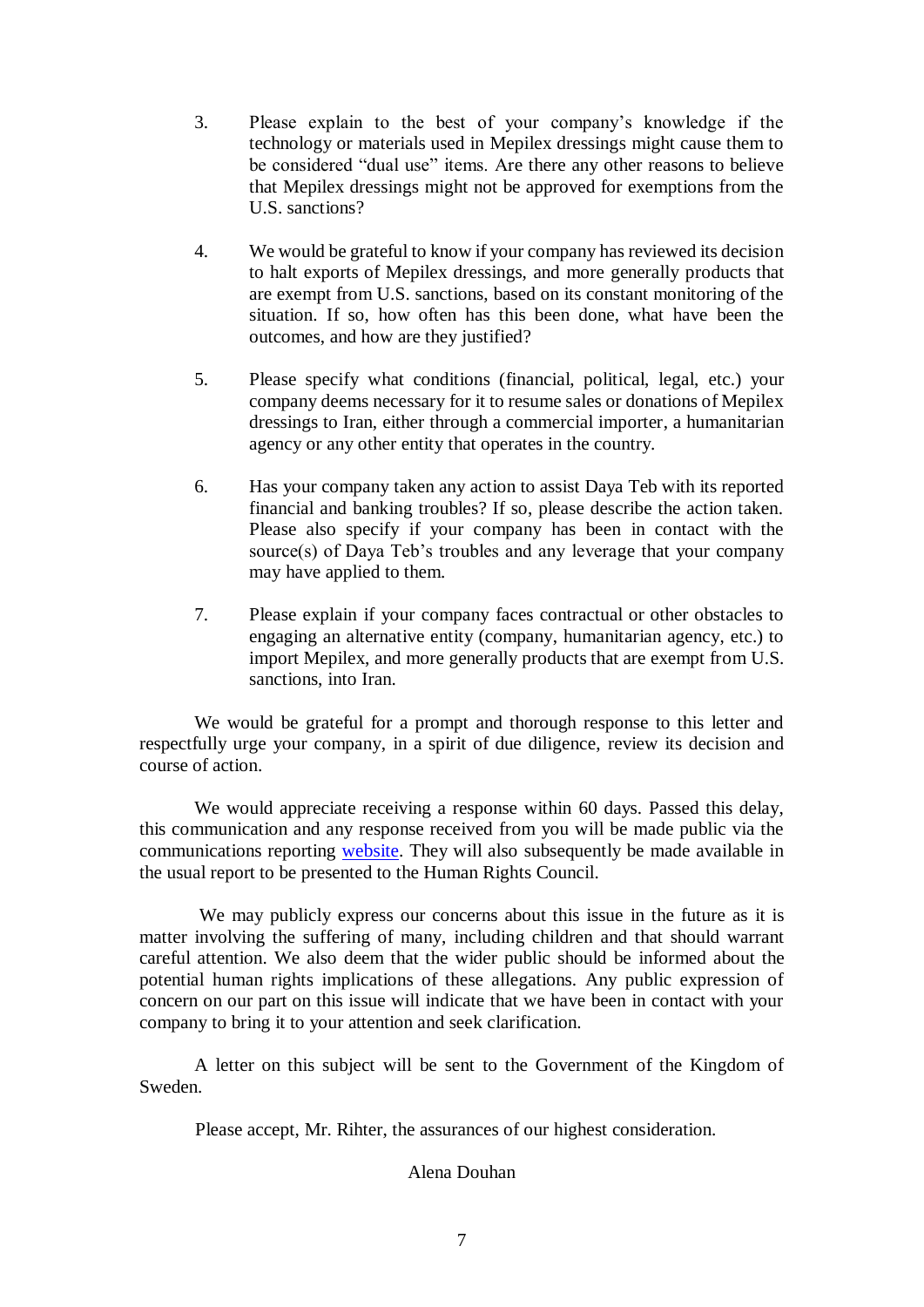3. Please explain to the best of your company's knowledge if the technology or materials used in Mepilex dressings might cause them to be considered "dual use" items. Are there any other reasons to believe that Mepilex dressings might not be approved for exemptions from the U.S. sanctions?

4. We would be grateful to know if your company has reviewed its decision to halt exports of Mepilex dressings, and more generally products that are exempt from U.S. sanctions, based on its constant monitoring of the situation. If so, how often has this been done, what have been the outcomes, and how are they justified?

5. Please specify what conditions (financial, political, legal, etc.) your company deems necessary for it to resume sales or donations of Mepilex dressings to Iran, either through a commercial importer, a humanitarian agency or any other entity that operates in the country.

6. Has your company taken any action to assist Daya Teb with its reported financial and banking troubles? If so, please describe the action taken. Please also specify if your company has been in contact with the source(s) of Daya Teb's troubles and any leverage that your company may have applied to them.

7. Please explain if your company faces contractual or other obstacles to engaging an alternative entity (company, humanitarian agency, etc.) to import Mepilex, and more generally products that are exempt from U.S. sanctions, into Iran.

We would be grateful for a prompt and thorough response to this letter and respectfully urge your company, in a spirit of due diligence, review its decision and course of action.

We would appreciate receiving a response within 60 days. Passed this delay, this communication and any response received from you will be made public via the communications reporting [website](). They will also subsequently be made available in the usual report to be presented to the Human Rights Council.

We may publicly express our concerns about this issue in the future as it is matter involving the suffering of many, including children and that should warrant careful attention. We also deem that the wider public should be informed about the potential human rights implications of these allegations. Any public expression of concern on our part on this issue will indicate that we have been in contact with your company to bring it to your attention and seek clarification.

A letter on this subject will be sent to the Government of the Kingdom of Sweden.

Please accept, Mr. Rihter, the assurances of our highest consideration.

Alena Douhan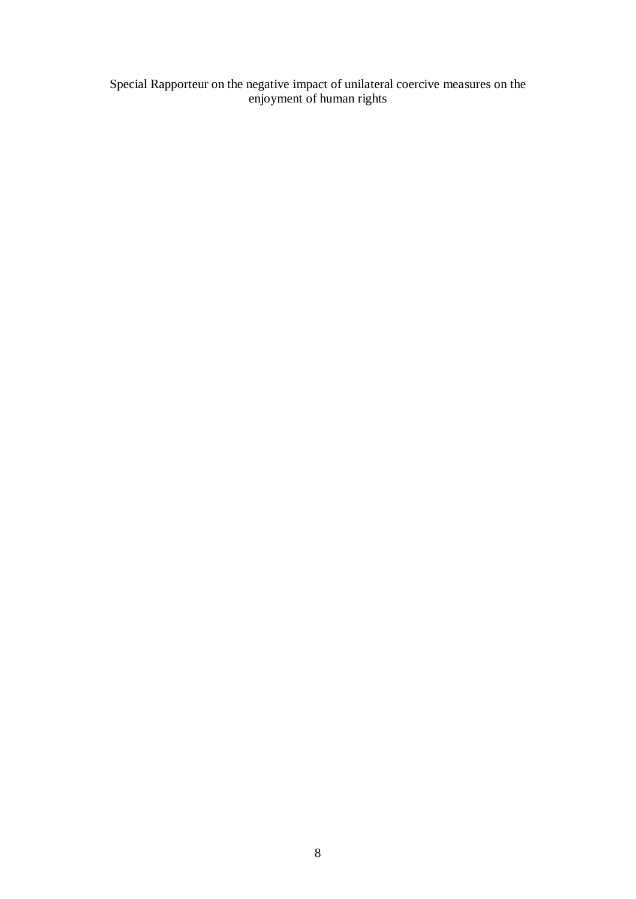Special Rapporteur on the negative impact of unilateral coercive measures on the enjoyment of human rights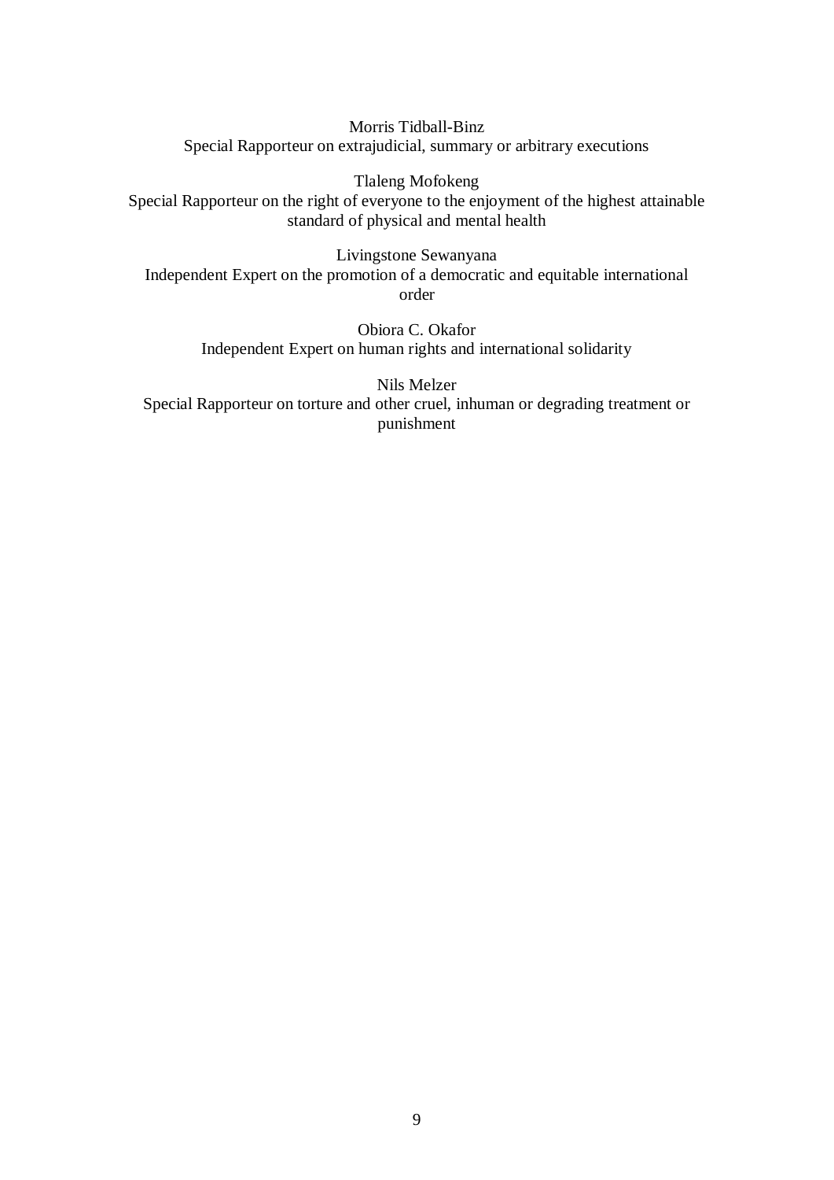Morris Tidball-Binz
Special Rapporteur on extrajudicial, summary or arbitrary executions

Tlaleng Mofokeng
Special Rapporteur on the right of everyone to the enjoyment of the highest attainable standard of physical and mental health

Livingstone Sewanyana
Independent Expert on the promotion of a democratic and equitable international order

Obiora C. Okafor
Independent Expert on human rights and international solidarity

Nils Melzer
Special Rapporteur on torture and other cruel, inhuman or degrading treatment or punishment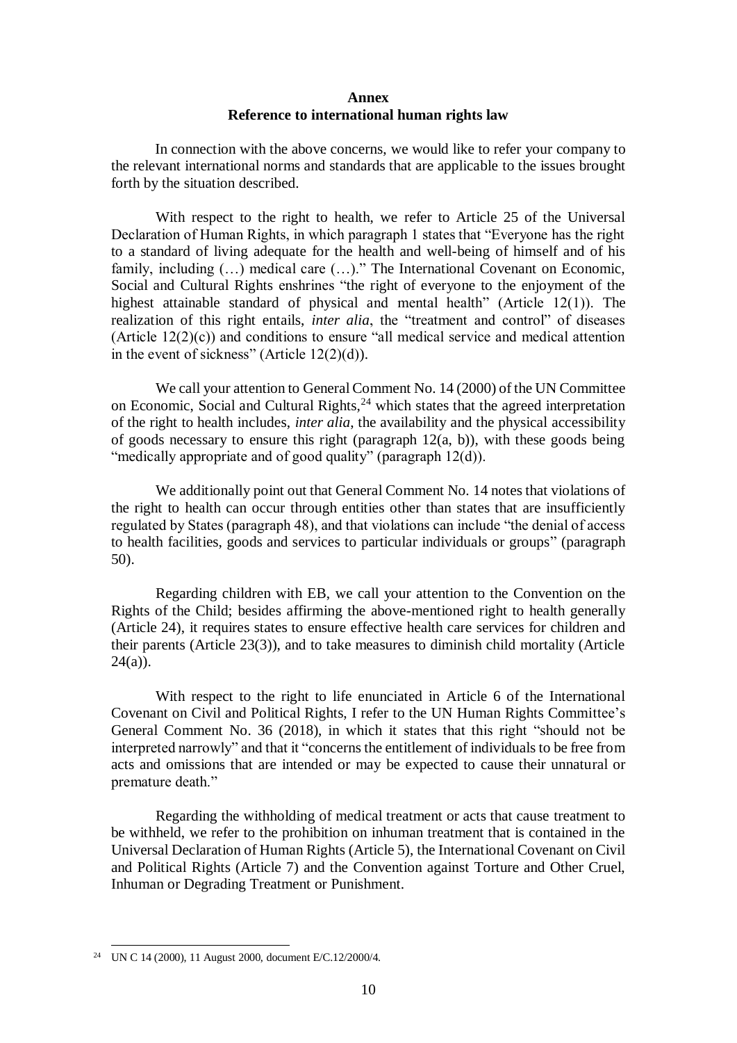**Annex**
**Reference to international human rights law**

In connection with the above concerns, we would like to refer your company to the relevant international norms and standards that are applicable to the issues brought forth by the situation described.

With respect to the right to health, we refer to Article 25 of the Universal Declaration of Human Rights, in which paragraph 1 states that "Everyone has the right to a standard of living adequate for the health and well-being of himself and of his family, including (…) medical care (…)." The International Covenant on Economic, Social and Cultural Rights enshrines "the right of everyone to the enjoyment of the highest attainable standard of physical and mental health" (Article 12(1)). The realization of this right entails, *inter alia*, the "treatment and control" of diseases (Article 12(2)(c)) and conditions to ensure "all medical service and medical attention in the event of sickness" (Article 12(2)(d)).

We call your attention to General Comment No. 14 (2000) of the UN Committee on Economic, Social and Cultural Rights,[24] which states that the agreed interpretation of the right to health includes, *inter alia*, the availability and the physical accessibility of goods necessary to ensure this right (paragraph 12(a, b)), with these goods being "medically appropriate and of good quality" (paragraph 12(d)).

We additionally point out that General Comment No. 14 notes that violations of the right to health can occur through entities other than states that are insufficiently regulated by States (paragraph 48), and that violations can include "the denial of access to health facilities, goods and services to particular individuals or groups" (paragraph 50).

Regarding children with EB, we call your attention to the Convention on the Rights of the Child; besides affirming the above-mentioned right to health generally (Article 24), it requires states to ensure effective health care services for children and their parents (Article 23(3)), and to take measures to diminish child mortality (Article 24(a)).

With respect to the right to life enunciated in Article 6 of the International Covenant on Civil and Political Rights, I refer to the UN Human Rights Committee's General Comment No. 36 (2018), in which it states that this right "should not be interpreted narrowly" and that it "concerns the entitlement of individuals to be free from acts and omissions that are intended or may be expected to cause their unnatural or premature death."

Regarding the withholding of medical treatment or acts that cause treatment to be withheld, we refer to the prohibition on inhuman treatment that is contained in the Universal Declaration of Human Rights (Article 5), the International Covenant on Civil and Political Rights (Article 7) and the Convention against Torture and Other Cruel, Inhuman or Degrading Treatment or Punishment.

---

[24] UN C 14 (2000), 11 August 2000, document E/C.12/2000/4.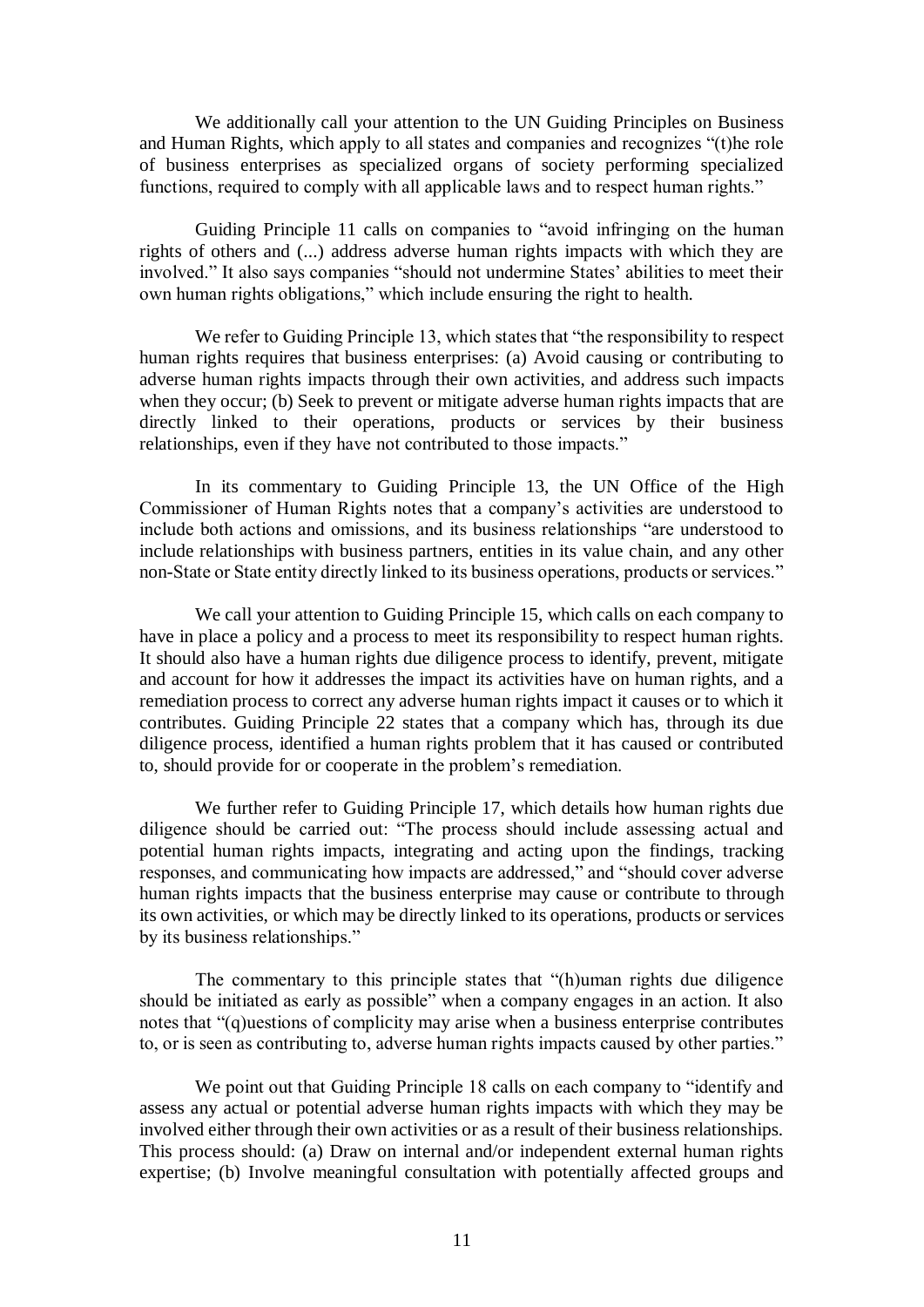We additionally call your attention to the UN Guiding Principles on Business and Human Rights, which apply to all states and companies and recognizes "(t)he role of business enterprises as specialized organs of society performing specialized functions, required to comply with all applicable laws and to respect human rights."

Guiding Principle 11 calls on companies to "avoid infringing on the human rights of others and (...) address adverse human rights impacts with which they are involved." It also says companies "should not undermine States' abilities to meet their own human rights obligations," which include ensuring the right to health.

We refer to Guiding Principle 13, which states that "the responsibility to respect human rights requires that business enterprises: (a) Avoid causing or contributing to adverse human rights impacts through their own activities, and address such impacts when they occur; (b) Seek to prevent or mitigate adverse human rights impacts that are directly linked to their operations, products or services by their business relationships, even if they have not contributed to those impacts."

In its commentary to Guiding Principle 13, the UN Office of the High Commissioner of Human Rights notes that a company's activities are understood to include both actions and omissions, and its business relationships "are understood to include relationships with business partners, entities in its value chain, and any other non-State or State entity directly linked to its business operations, products or services."

We call your attention to Guiding Principle 15, which calls on each company to have in place a policy and a process to meet its responsibility to respect human rights. It should also have a human rights due diligence process to identify, prevent, mitigate and account for how it addresses the impact its activities have on human rights, and a remediation process to correct any adverse human rights impact it causes or to which it contributes. Guiding Principle 22 states that a company which has, through its due diligence process, identified a human rights problem that it has caused or contributed to, should provide for or cooperate in the problem's remediation.

We further refer to Guiding Principle 17, which details how human rights due diligence should be carried out: "The process should include assessing actual and potential human rights impacts, integrating and acting upon the findings, tracking responses, and communicating how impacts are addressed," and "should cover adverse human rights impacts that the business enterprise may cause or contribute to through its own activities, or which may be directly linked to its operations, products or services by its business relationships."

The commentary to this principle states that "(h)uman rights due diligence should be initiated as early as possible" when a company engages in an action. It also notes that "(q)uestions of complicity may arise when a business enterprise contributes to, or is seen as contributing to, adverse human rights impacts caused by other parties."

We point out that Guiding Principle 18 calls on each company to "identify and assess any actual or potential adverse human rights impacts with which they may be involved either through their own activities or as a result of their business relationships. This process should: (a) Draw on internal and/or independent external human rights expertise; (b) Involve meaningful consultation with potentially affected groups and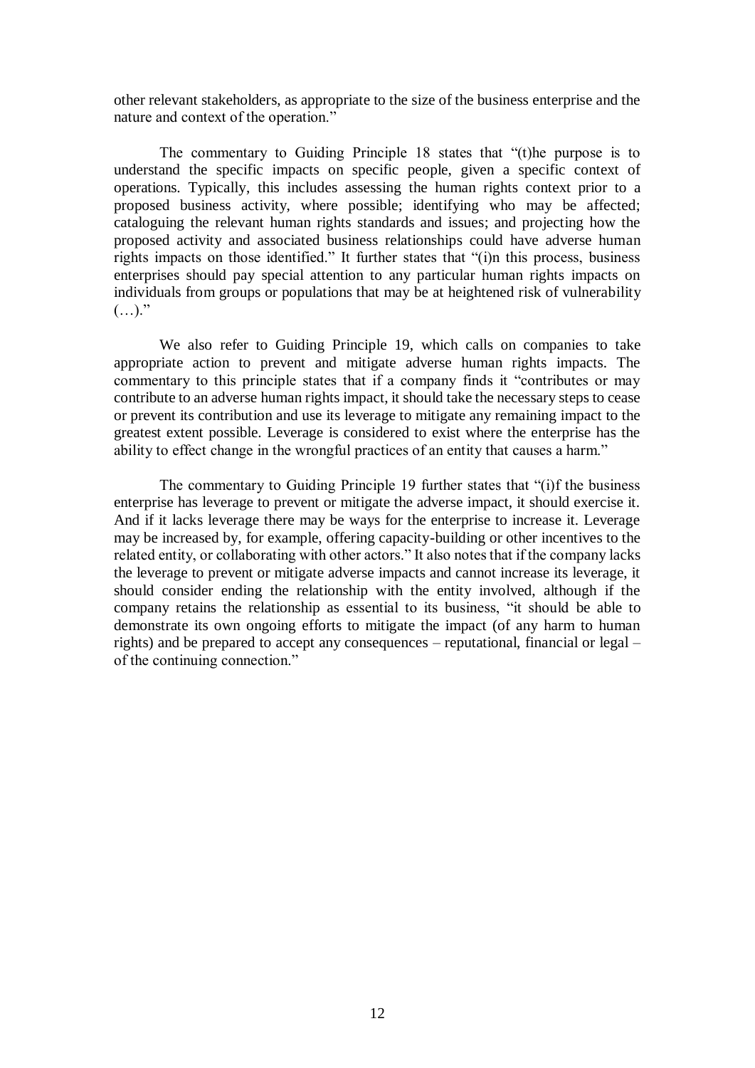other relevant stakeholders, as appropriate to the size of the business enterprise and the nature and context of the operation."

The commentary to Guiding Principle 18 states that "(t)he purpose is to understand the specific impacts on specific people, given a specific context of operations. Typically, this includes assessing the human rights context prior to a proposed business activity, where possible; identifying who may be affected; cataloguing the relevant human rights standards and issues; and projecting how the proposed activity and associated business relationships could have adverse human rights impacts on those identified." It further states that "(i)n this process, business enterprises should pay special attention to any particular human rights impacts on individuals from groups or populations that may be at heightened risk of vulnerability (…)."

We also refer to Guiding Principle 19, which calls on companies to take appropriate action to prevent and mitigate adverse human rights impacts. The commentary to this principle states that if a company finds it "contributes or may contribute to an adverse human rights impact, it should take the necessary steps to cease or prevent its contribution and use its leverage to mitigate any remaining impact to the greatest extent possible. Leverage is considered to exist where the enterprise has the ability to effect change in the wrongful practices of an entity that causes a harm."

The commentary to Guiding Principle 19 further states that "(i)f the business enterprise has leverage to prevent or mitigate the adverse impact, it should exercise it. And if it lacks leverage there may be ways for the enterprise to increase it. Leverage may be increased by, for example, offering capacity-building or other incentives to the related entity, or collaborating with other actors." It also notes that if the company lacks the leverage to prevent or mitigate adverse impacts and cannot increase its leverage, it should consider ending the relationship with the entity involved, although if the company retains the relationship as essential to its business, "it should be able to demonstrate its own ongoing efforts to mitigate the impact (of any harm to human rights) and be prepared to accept any consequences – reputational, financial or legal – of the continuing connection."